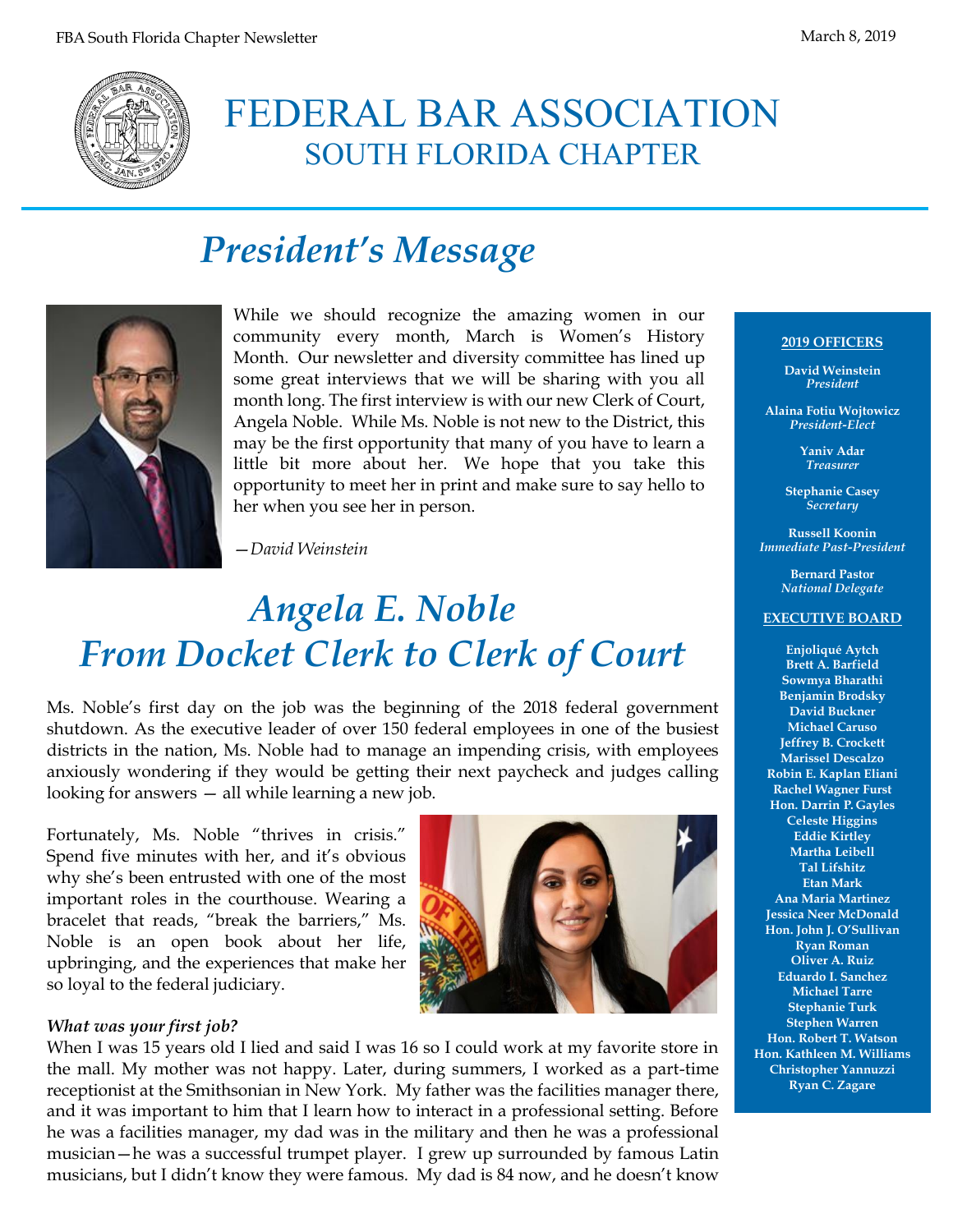# FEDERAL BAR ASSOCIATION
## SOUTH FLORIDA CHAPTER

# *President's Message*

While we should recognize the amazing women in our community every month, March is Women's History Month. Our newsletter and diversity committee has lined up some great interviews that we will be sharing with you all month long. The first interview is with our new Clerk of Court, Angela Noble. While Ms. Noble is not new to the District, this may be the first opportunity that many of you have to learn a little bit more about her. We hope that you take this opportunity to meet her in print and make sure to say hello to her when you see her in person.

—*David Weinstein*

# *Angela E. Noble*
# *From Docket Clerk to Clerk of Court*

Ms. Noble's first day on the job was the beginning of the 2018 federal government shutdown. As the executive leader of over 150 federal employees in one of the busiest districts in the nation, Ms. Noble had to manage an impending crisis, with employees anxiously wondering if they would be getting their next paycheck and judges calling looking for answers — all while learning a new job.

Fortunately, Ms. Noble "thrives in crisis." Spend five minutes with her, and it's obvious why she's been entrusted with one of the most important roles in the courthouse. Wearing a bracelet that reads, "break the barriers," Ms. Noble is an open book about her life, upbringing, and the experiences that make her so loyal to the federal judiciary.

***What was your first job?***

When I was 15 years old I lied and said I was 16 so I could work at my favorite store in the mall. My mother was not happy. Later, during summers, I worked as a part-time receptionist at the Smithsonian in New York. My father was the facilities manager there, and it was important to him that I learn how to interact in a professional setting. Before he was a facilities manager, my dad was in the military and then he was a professional musician—he was a successful trumpet player. I grew up surrounded by famous Latin musicians, but I didn't know they were famous. My dad is 84 now, and he doesn't know

**2019 OFFICERS**

**David Weinstein**
*President*

**Alaina Fotiu Wojtowicz**
*President-Elect*

**Yaniv Adar**
*Treasurer*

**Stephanie Casey**
*Secretary*

**Russell Koonin**
*Immediate Past-President*

**Bernard Pastor**
*National Delegate*

**EXECUTIVE BOARD**

**Enjoliqué Aytch**
**Brett A. Barfield**
**Sowmya Bharathi**
**Benjamin Brodsky**
**David Buckner**
**Michael Caruso**
**Jeffrey B. Crockett**
**Marissel Descalzo**
**Robin E. Kaplan Eliani**
**Rachel Wagner Furst**
**Hon. Darrin P. Gayles**
**Celeste Higgins**
**Eddie Kirtley**
**Martha Leibell**
**Tal Lifshitz**
**Etan Mark**
**Ana Maria Martinez**
**Jessica Neer McDonald**
**Hon. John J. O'Sullivan**
**Ryan Roman**
**Oliver A. Ruiz**
**Eduardo I. Sanchez**
**Michael Tarre**
**Stephanie Turk**
**Stephen Warren**
**Hon. Robert T. Watson**
**Hon. Kathleen M. Williams**
**Christopher Yannuzzi**
**Ryan C. Zagare**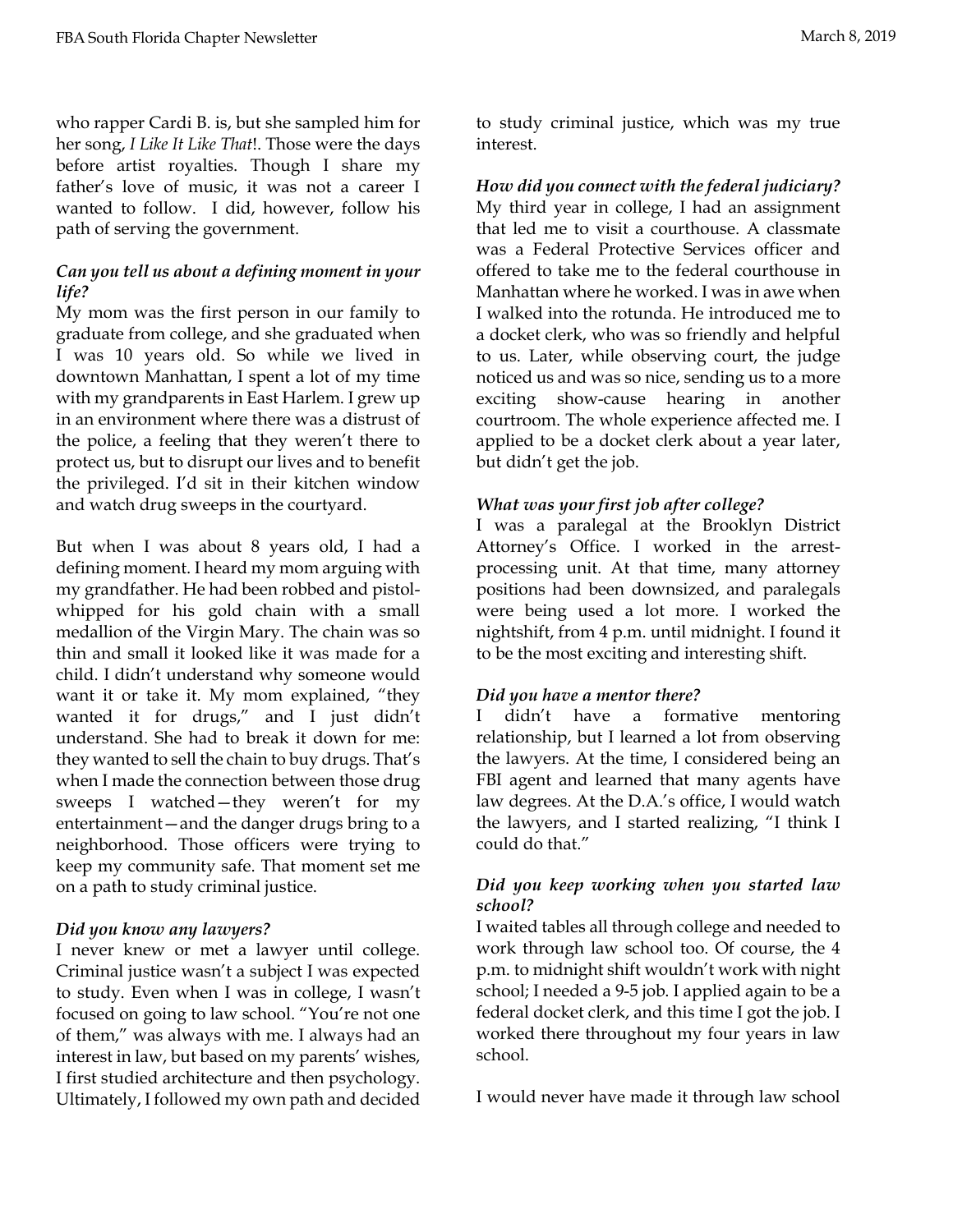who rapper Cardi B. is, but she sampled him for her song, *I Like It Like That*!. Those were the days before artist royalties. Though I share my father's love of music, it was not a career I wanted to follow. I did, however, follow his path of serving the government.

***Can you tell us about a defining moment in your life?***

My mom was the first person in our family to graduate from college, and she graduated when I was 10 years old. So while we lived in downtown Manhattan, I spent a lot of my time with my grandparents in East Harlem. I grew up in an environment where there was a distrust of the police, a feeling that they weren't there to protect us, but to disrupt our lives and to benefit the privileged. I'd sit in their kitchen window and watch drug sweeps in the courtyard.

But when I was about 8 years old, I had a defining moment. I heard my mom arguing with my grandfather. He had been robbed and pistol-whipped for his gold chain with a small medallion of the Virgin Mary. The chain was so thin and small it looked like it was made for a child. I didn't understand why someone would want it or take it. My mom explained, "they wanted it for drugs," and I just didn't understand. She had to break it down for me: they wanted to sell the chain to buy drugs. That's when I made the connection between those drug sweeps I watched—they weren't for my entertainment—and the danger drugs bring to a neighborhood. Those officers were trying to keep my community safe. That moment set me on a path to study criminal justice.

***Did you know any lawyers?***

I never knew or met a lawyer until college. Criminal justice wasn't a subject I was expected to study. Even when I was in college, I wasn't focused on going to law school. "You're not one of them," was always with me. I always had an interest in law, but based on my parents' wishes, I first studied architecture and then psychology. Ultimately, I followed my own path and decided to study criminal justice, which was my true interest.

***How did you connect with the federal judiciary?***

My third year in college, I had an assignment that led me to visit a courthouse. A classmate was a Federal Protective Services officer and offered to take me to the federal courthouse in Manhattan where he worked. I was in awe when I walked into the rotunda. He introduced me to a docket clerk, who was so friendly and helpful to us. Later, while observing court, the judge noticed us and was so nice, sending us to a more exciting show-cause hearing in another courtroom. The whole experience affected me. I applied to be a docket clerk about a year later, but didn't get the job.

***What was your first job after college?***

I was a paralegal at the Brooklyn District Attorney's Office. I worked in the arrest-processing unit. At that time, many attorney positions had been downsized, and paralegals were being used a lot more. I worked the nightshift, from 4 p.m. until midnight. I found it to be the most exciting and interesting shift.

***Did you have a mentor there?***

I didn't have a formative mentoring relationship, but I learned a lot from observing the lawyers. At the time, I considered being an FBI agent and learned that many agents have law degrees. At the D.A.'s office, I would watch the lawyers, and I started realizing, "I think I could do that."

***Did you keep working when you started law school?***

I waited tables all through college and needed to work through law school too. Of course, the 4 p.m. to midnight shift wouldn't work with night school; I needed a 9-5 job. I applied again to be a federal docket clerk, and this time I got the job. I worked there throughout my four years in law school.

I would never have made it through law school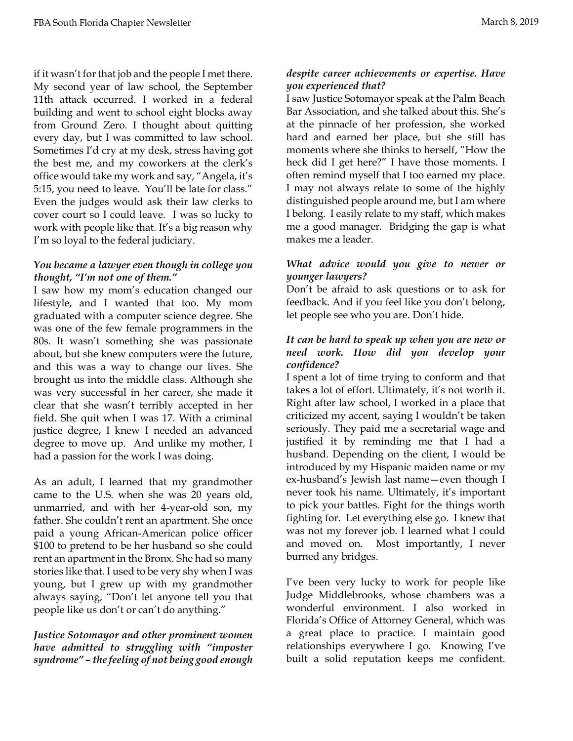if it wasn't for that job and the people I met there. My second year of law school, the September 11th attack occurred. I worked in a federal building and went to school eight blocks away from Ground Zero. I thought about quitting every day, but I was committed to law school. Sometimes I'd cry at my desk, stress having got the best me, and my coworkers at the clerk's office would take my work and say, "Angela, it's 5:15, you need to leave. You'll be late for class." Even the judges would ask their law clerks to cover court so I could leave. I was so lucky to work with people like that. It's a big reason why I'm so loyal to the federal judiciary.

***You became a lawyer even though in college you thought, "I'm not one of them."***

I saw how my mom's education changed our lifestyle, and I wanted that too. My mom graduated with a computer science degree. She was one of the few female programmers in the 80s. It wasn't something she was passionate about, but she knew computers were the future, and this was a way to change our lives. She brought us into the middle class. Although she was very successful in her career, she made it clear that she wasn't terribly accepted in her field. She quit when I was 17. With a criminal justice degree, I knew I needed an advanced degree to move up. And unlike my mother, I had a passion for the work I was doing.

As an adult, I learned that my grandmother came to the U.S. when she was 20 years old, unmarried, and with her 4-year-old son, my father. She couldn't rent an apartment. She once paid a young African-American police officer $100 to pretend to be her husband so she could rent an apartment in the Bronx. She had so many stories like that. I used to be very shy when I was young, but I grew up with my grandmother always saying, "Don't let anyone tell you that people like us don't or can't do anything."

***Justice Sotomayor and other prominent women have admitted to struggling with "imposter syndrome" – the feeling of not being good enough despite career achievements or expertise. Have you experienced that?***

I saw Justice Sotomayor speak at the Palm Beach Bar Association, and she talked about this. She's at the pinnacle of her profession, she worked hard and earned her place, but she still has moments where she thinks to herself, "How the heck did I get here?" I have those moments. I often remind myself that I too earned my place. I may not always relate to some of the highly distinguished people around me, but I am where I belong. I easily relate to my staff, which makes me a good manager. Bridging the gap is what makes me a leader.

***What advice would you give to newer or younger lawyers?***

Don't be afraid to ask questions or to ask for feedback. And if you feel like you don't belong, let people see who you are. Don't hide.

***It can be hard to speak up when you are new or need work. How did you develop your confidence?***

I spent a lot of time trying to conform and that takes a lot of effort. Ultimately, it's not worth it. Right after law school, I worked in a place that criticized my accent, saying I wouldn't be taken seriously. They paid me a secretarial wage and justified it by reminding me that I had a husband. Depending on the client, I would be introduced by my Hispanic maiden name or my ex-husband's Jewish last name—even though I never took his name. Ultimately, it's important to pick your battles. Fight for the things worth fighting for. Let everything else go. I knew that was not my forever job. I learned what I could and moved on. Most importantly, I never burned any bridges.

I've been very lucky to work for people like Judge Middlebrooks, whose chambers was a wonderful environment. I also worked in Florida's Office of Attorney General, which was a great place to practice. I maintain good relationships everywhere I go. Knowing I've built a solid reputation keeps me confident.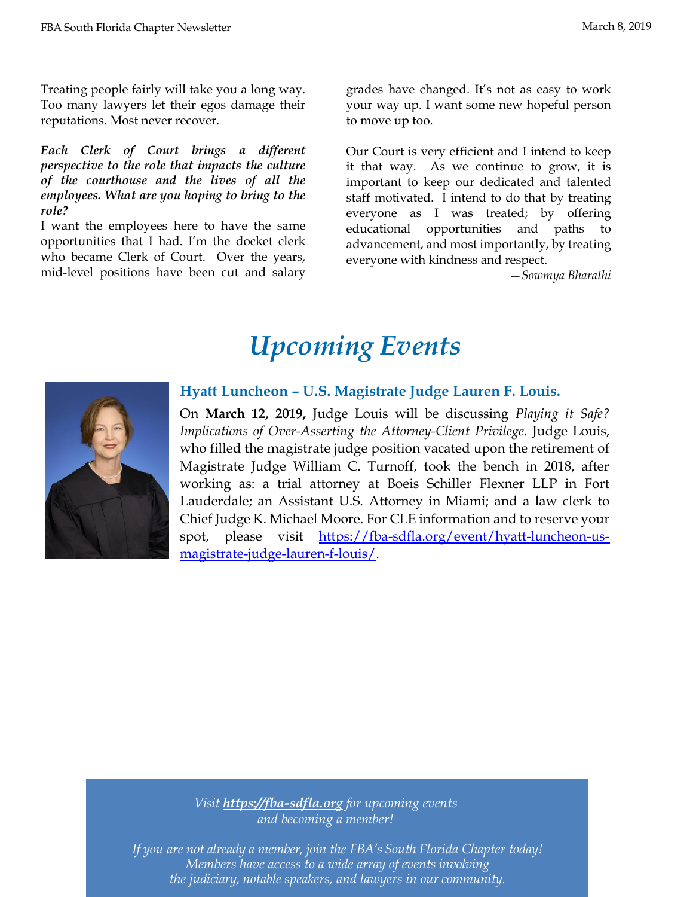Treating people fairly will take you a long way. Too many lawyers let their egos damage their reputations. Most never recover.

***Each Clerk of Court brings a different perspective to the role that impacts the culture of the courthouse and the lives of all the employees. What are you hoping to bring to the role?***

I want the employees here to have the same opportunities that I had. I'm the docket clerk who became Clerk of Court. Over the years, mid-level positions have been cut and salary grades have changed. It's not as easy to work your way up. I want some new hopeful person to move up too.

Our Court is very efficient and I intend to keep it that way. As we continue to grow, it is important to keep our dedicated and talented staff motivated. I intend to do that by treating everyone as I was treated; by offering educational opportunities and paths to advancement, and most importantly, by treating everyone with kindness and respect.

—*Sowmya Bharathi*

# *Upcoming Events*

### Hyatt Luncheon – U.S. Magistrate Judge Lauren F. Louis.

On **March 12, 2019,** Judge Louis will be discussing *Playing it Safe? Implications of Over-Asserting the Attorney-Client Privilege.* Judge Louis, who filled the magistrate judge position vacated upon the retirement of Magistrate Judge William C. Turnoff, took the bench in 2018, after working as: a trial attorney at Boeis Schiller Flexner LLP in Fort Lauderdale; an Assistant U.S. Attorney in Miami; and a law clerk to Chief Judge K. Michael Moore. For CLE information and to reserve your spot, please visit https://fba-sdfla.org/event/hyatt-luncheon-us-magistrate-judge-lauren-f-louis/.

*Visit* ***https://fba-sdfla.org*** *for upcoming events and becoming a member!*

*If you are not already a member, join the FBA's South Florida Chapter today! Members have access to a wide array of events involving the judiciary, notable speakers, and lawyers in our community.*